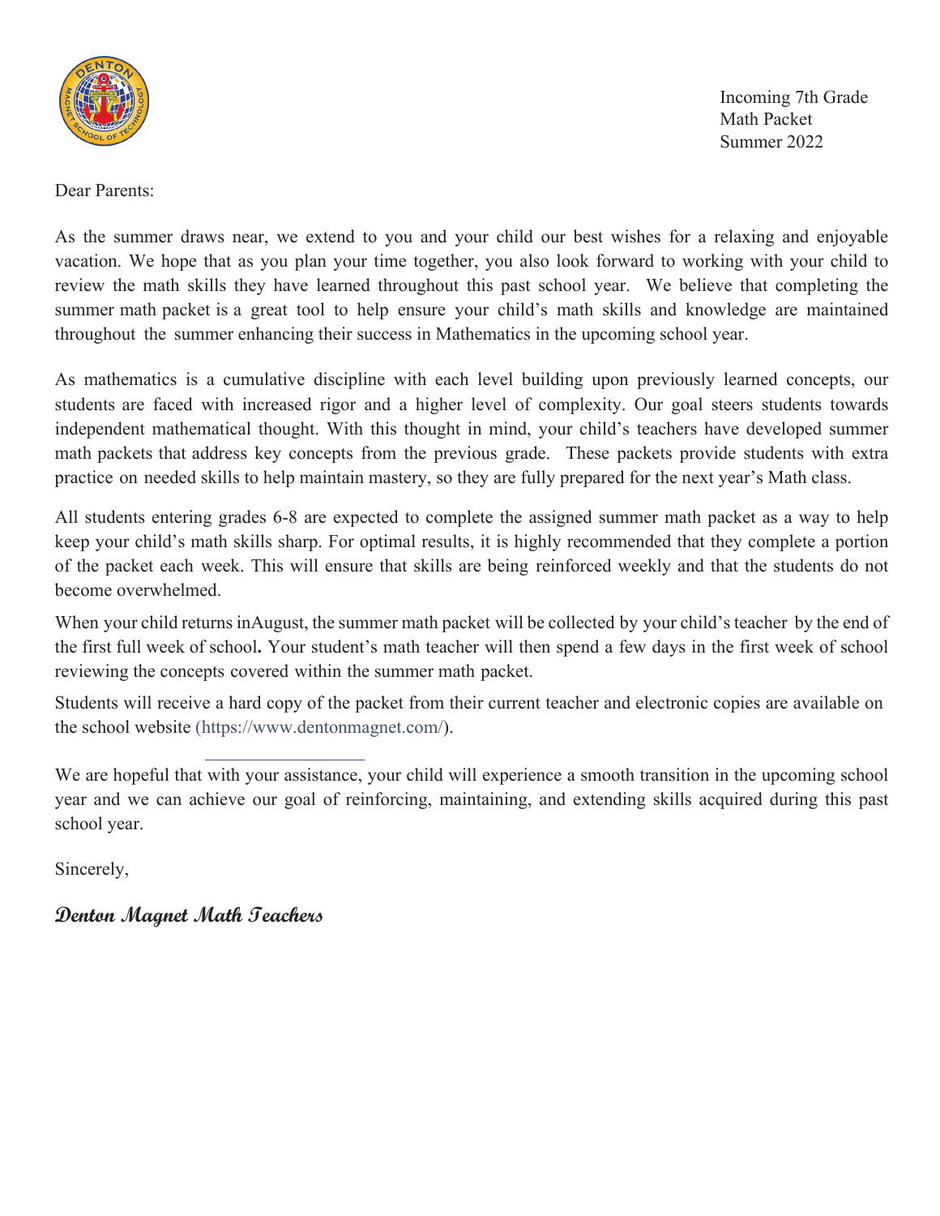Incoming 7th Grade
Math Packet
Summer 2022

Dear Parents:

As the summer draws near, we extend to you and your child our best wishes for a relaxing and enjoyable vacation. We hope that as you plan your time together, you also look forward to working with your child to review the math skills they have learned throughout this past school year. We believe that completing the summer math packet is a great tool to help ensure your child's math skills and knowledge are maintained throughout the summer enhancing their success in Mathematics in the upcoming school year.

As mathematics is a cumulative discipline with each level building upon previously learned concepts, our students are faced with increased rigor and a higher level of complexity. Our goal steers students towards independent mathematical thought. With this thought in mind, your child's teachers have developed summer math packets that address key concepts from the previous grade. These packets provide students with extra practice on needed skills to help maintain mastery, so they are fully prepared for the next year's Math class.

All students entering grades 6-8 are expected to complete the assigned summer math packet as a way to help keep your child's math skills sharp. For optimal results, it is highly recommended that they complete a portion of the packet each week. This will ensure that skills are being reinforced weekly and that the students do not become overwhelmed.

When your child returns inAugust, the summer math packet will be collected by your child's teacher by the end of the first full week of school**.** Your student's math teacher will then spend a few days in the first week of school reviewing the concepts covered within the summer math packet.

Students will receive a hard copy of the packet from their current teacher and electronic copies are available on the school website (https://www.dentonmagnet.com/).

We are hopeful that with your assistance, your child will experience a smooth transition in the upcoming school year and we can achieve our goal of reinforcing, maintaining, and extending skills acquired during this past school year.

Sincerely,

***Denton Magnet Math Teachers***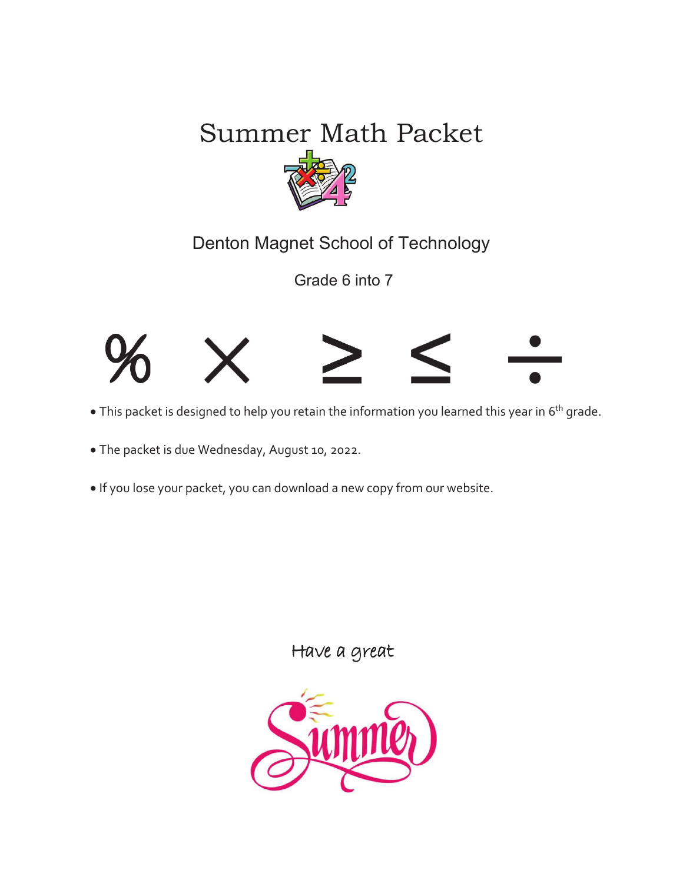# Summer Math Packet

Denton Magnet School of Technology

Grade 6 into 7

% × ≥ ≤ ÷

- This packet is designed to help you retain the information you learned this year in 6th grade.
- The packet is due Wednesday, August 10, 2022.
- If you lose your packet, you can download a new copy from our website.

Have a great

Summer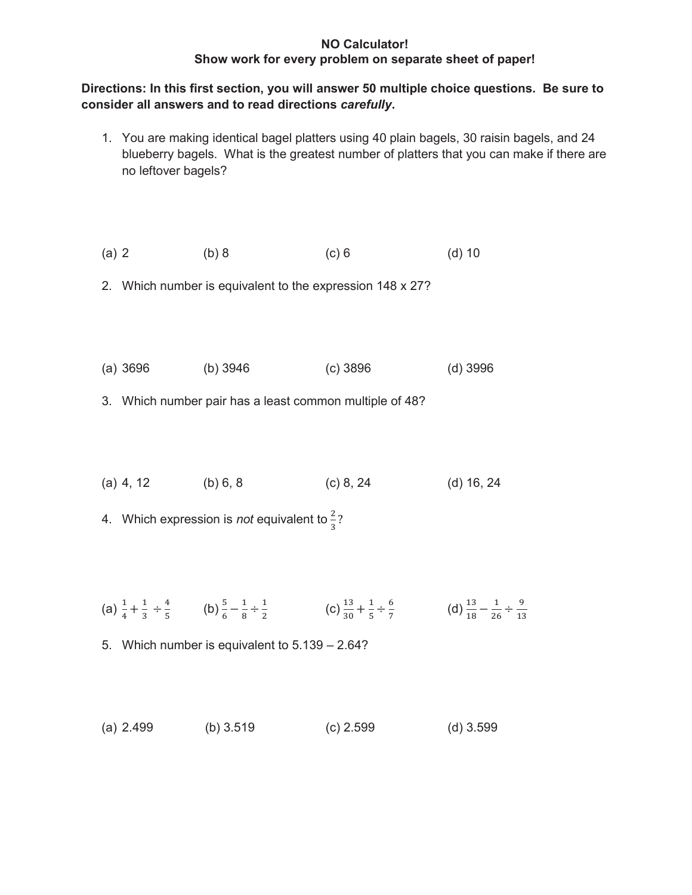**NO Calculator!**
**Show work for every problem on separate sheet of paper!**

**Directions: In this first section, you will answer 50 multiple choice questions. Be sure to consider all answers and to read directions *carefully*.**

1. You are making identical bagel platters using 40 plain bagels, 30 raisin bagels, and 24 blueberry bagels. What is the greatest number of platters that you can make if there are no leftover bagels?

(a) 2 (b) 8 (c) 6 (d) 10

2. Which number is equivalent to the expression 148 x 27?

(a) 3696 (b) 3946 (c) 3896 (d) 3996

3. Which number pair has a least common multiple of 48?

(a) 4, 12 (b) 6, 8 (c) 8, 24 (d) 16, 24

4. Which expression is *not* equivalent to $\frac{2}{3}$?

(a) $\frac{1}{4}+\frac{1}{3}\div\frac{4}{5}$ (b) $\frac{5}{6}-\frac{1}{8}\div\frac{1}{2}$ (c) $\frac{13}{30}+\frac{1}{5}\div\frac{6}{7}$ (d) $\frac{13}{18}-\frac{1}{26}\div\frac{9}{13}$

5. Which number is equivalent to 5.139 – 2.64?

(a) 2.499 (b) 3.519 (c) 2.599 (d) 3.599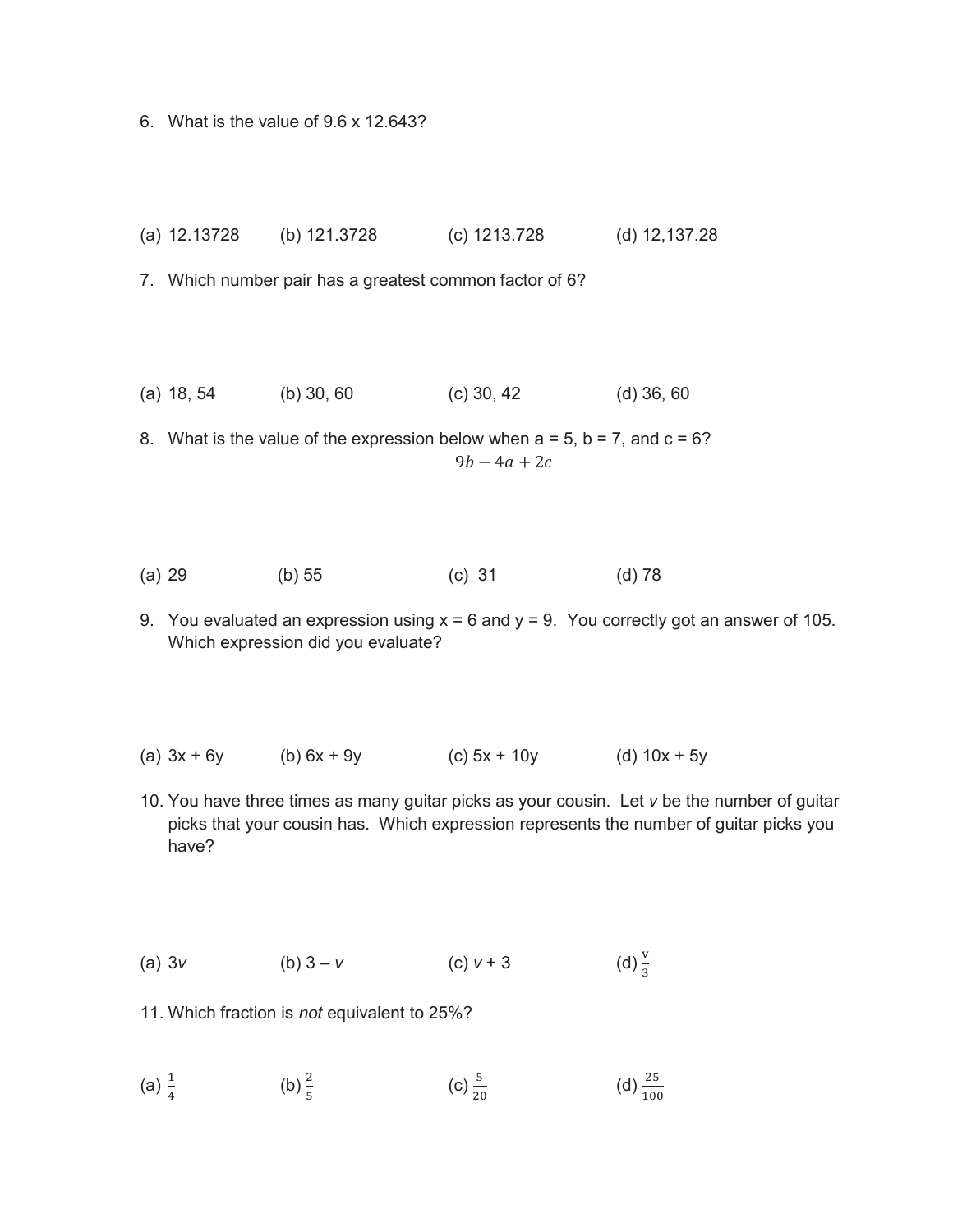6. What is the value of 9.6 x 12.643?

(a) 12.13728 (b) 121.3728 (c) 1213.728 (d) 12,137.28

7. Which number pair has a greatest common factor of 6?

(a) 18, 54 (b) 30, 60 (c) 30, 42 (d) 36, 60

8. What is the value of the expression below when a = 5, b = 7, and c = 6?

$$9b - 4a + 2c$$

(a) 29 (b) 55 (c) 31 (d) 78

9. You evaluated an expression using x = 6 and y = 9. You correctly got an answer of 105. Which expression did you evaluate?

(a) 3x + 6y (b) 6x + 9y (c) 5x + 10y (d) 10x + 5y

10. You have three times as many guitar picks as your cousin. Let *v* be the number of guitar picks that your cousin has. Which expression represents the number of guitar picks you have?

(a) 3*v* (b) 3 – *v* (c) *v* + 3 (d) $\frac{v}{3}$

11. Which fraction is *not* equivalent to 25%?

(a) $\frac{1}{4}$ (b) $\frac{2}{5}$ (c) $\frac{5}{20}$ (d) $\frac{25}{100}$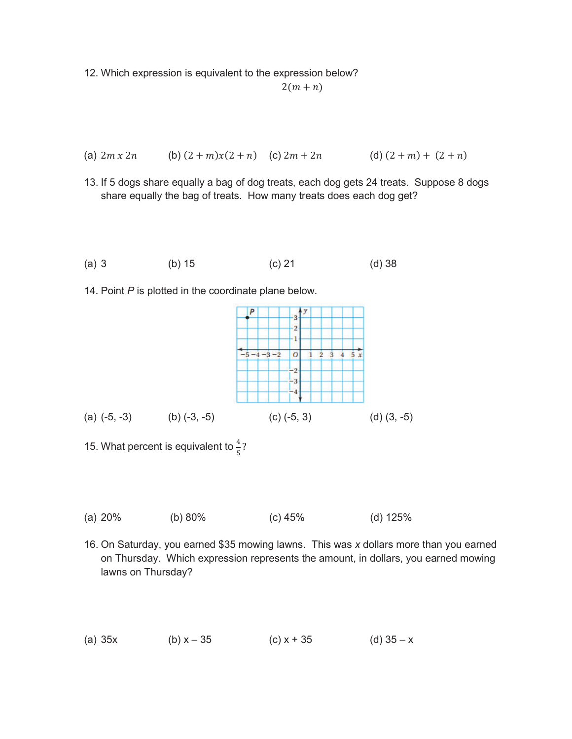12. Which expression is equivalent to the expression below?

$$2(m + n)$$

(a) $2m \, x \, 2n$ (b) $(2 + m)x(2 + n)$ (c) $2m + 2n$ (d) $(2 + m) + (2 + n)$

13. If 5 dogs share equally a bag of dog treats, each dog gets 24 treats. Suppose 8 dogs share equally the bag of treats. How many treats does each dog get?

(a) 3 (b) 15 (c) 21 (d) 38

14. Point *P* is plotted in the coordinate plane below.

P
y
3
2
1
−5 −4 −3 −2
O
1 2 3 4 5 x
−2
−3
−4

(a) (-5, -3) (b) (-3, -5) (c) (-5, 3) (d) (3, -5)

15. What percent is equivalent to $\frac{4}{5}$?

(a) 20% (b) 80% (c) 45% (d) 125%

16. On Saturday, you earned $35 mowing lawns. This was *x* dollars more than you earned on Thursday. Which expression represents the amount, in dollars, you earned mowing lawns on Thursday?

(a) 35x (b) x – 35 (c) x + 35 (d) 35 – x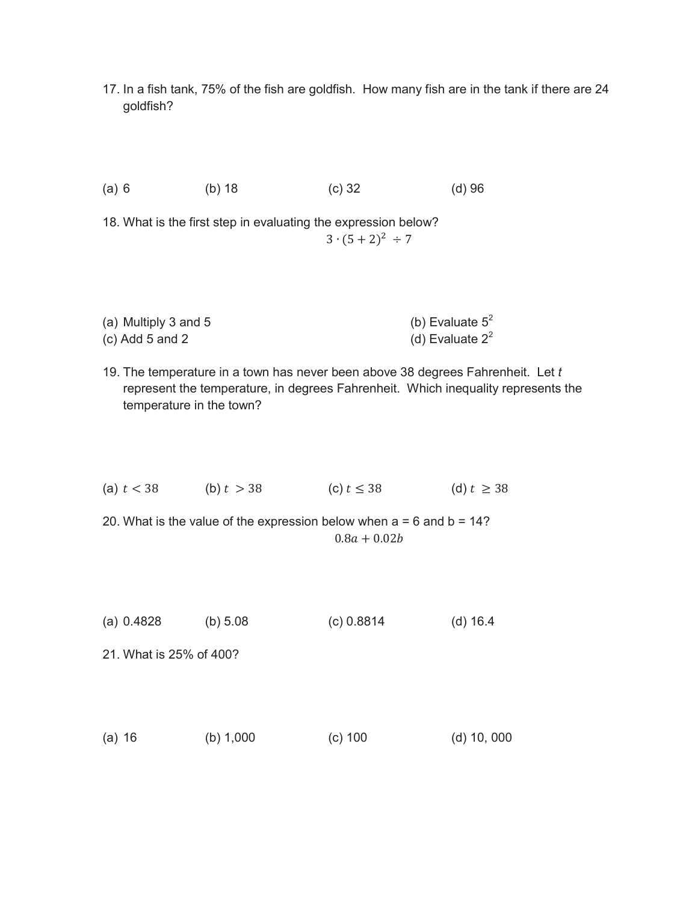17. In a fish tank, 75% of the fish are goldfish. How many fish are in the tank if there are 24 goldfish?

(a) 6 (b) 18 (c) 32 (d) 96

18. What is the first step in evaluating the expression below?

$$3 \cdot (5 + 2)^2 \div 7$$

(a) Multiply 3 and 5
(b) Evaluate $5^2$
(c) Add 5 and 2
(d) Evaluate $2^2$

19. The temperature in a town has never been above 38 degrees Fahrenheit. Let *t* represent the temperature, in degrees Fahrenheit. Which inequality represents the temperature in the town?

(a) $t < 38$ (b) $t > 38$ (c) $t \leq 38$ (d) $t \geq 38$

20. What is the value of the expression below when a = 6 and b = 14?

$$0.8a + 0.02b$$

(a) 0.4828 (b) 5.08 (c) 0.8814 (d) 16.4

21. What is 25% of 400?

(a) 16 (b) 1,000 (c) 100 (d) 10, 000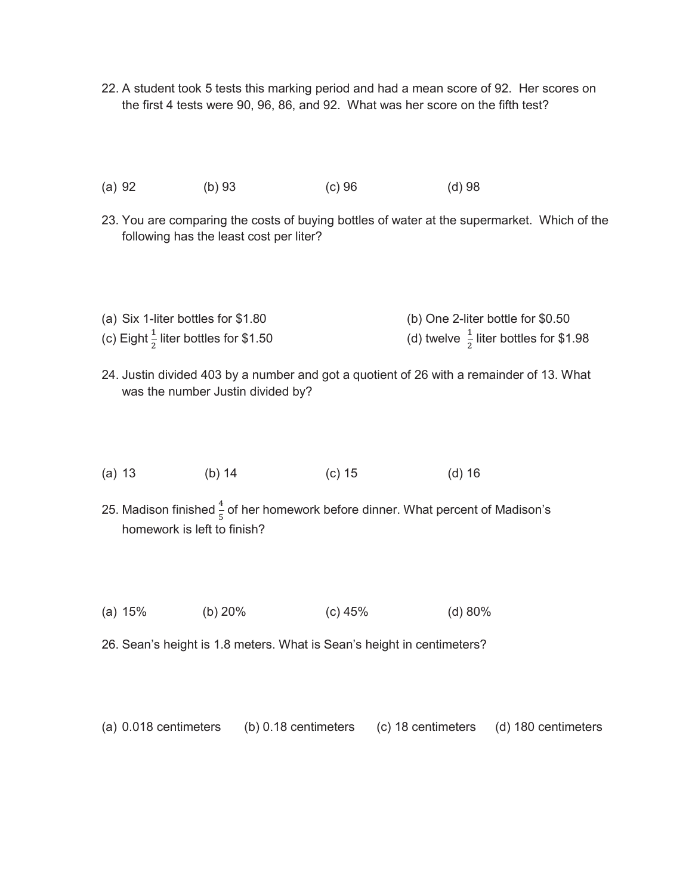22. A student took 5 tests this marking period and had a mean score of 92. Her scores on the first 4 tests were 90, 96, 86, and 92. What was her score on the fifth test?

(a) 92 (b) 93 (c) 96 (d) 98

23. You are comparing the costs of buying bottles of water at the supermarket. Which of the following has the least cost per liter?

(a) Six 1-liter bottles for $1.80
(b) One 2-liter bottle for $0.50
(c) Eight $\frac{1}{2}$ liter bottles for $1.50
(d) twelve $\frac{1}{2}$ liter bottles for $1.98

24. Justin divided 403 by a number and got a quotient of 26 with a remainder of 13. What was the number Justin divided by?

(a) 13 (b) 14 (c) 15 (d) 16

25. Madison finished $\frac{4}{5}$ of her homework before dinner. What percent of Madison's homework is left to finish?

(a) 15% (b) 20% (c) 45% (d) 80%

26. Sean's height is 1.8 meters. What is Sean's height in centimeters?

(a) 0.018 centimeters (b) 0.18 centimeters (c) 18 centimeters (d) 180 centimeters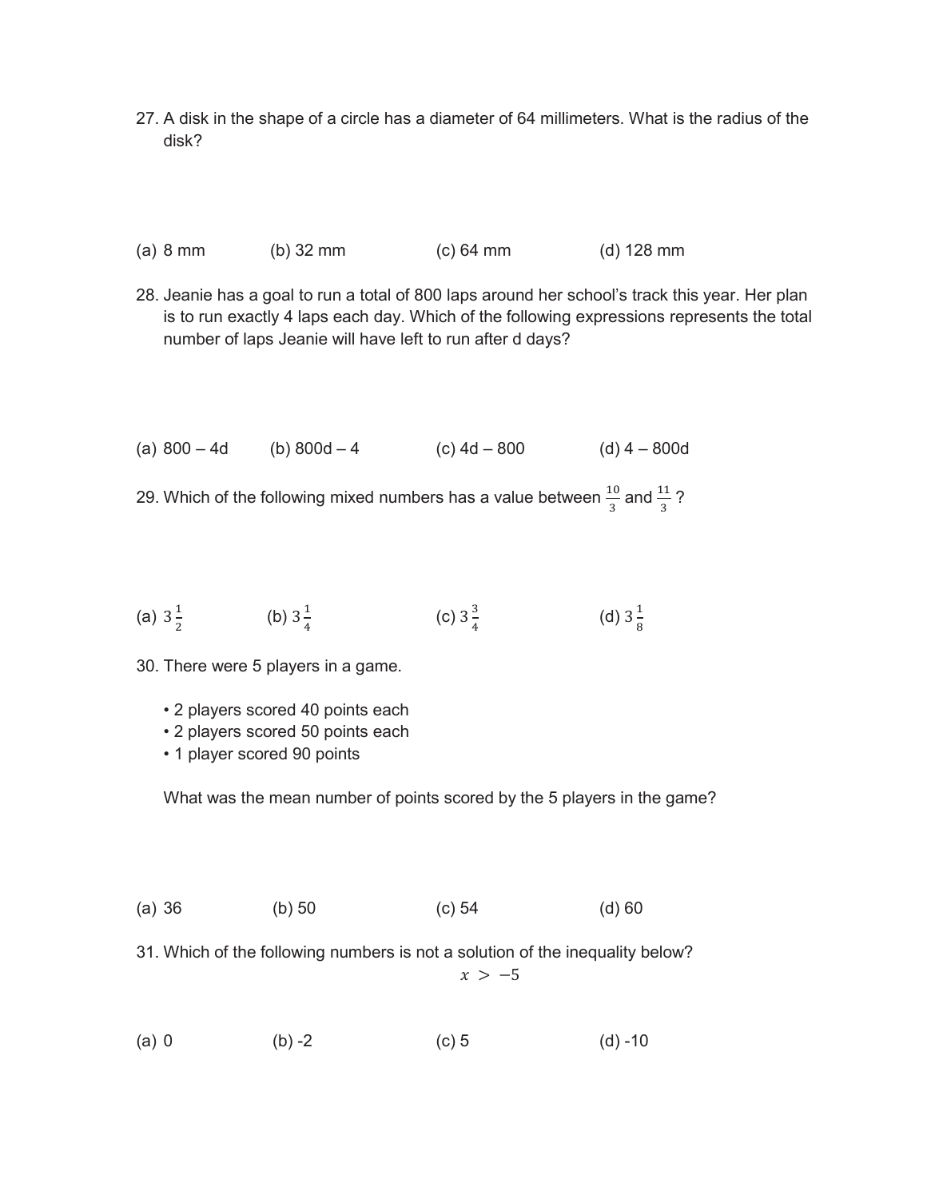27. A disk in the shape of a circle has a diameter of 64 millimeters. What is the radius of the disk?

(a) 8 mm (b) 32 mm (c) 64 mm (d) 128 mm

28. Jeanie has a goal to run a total of 800 laps around her school's track this year. Her plan is to run exactly 4 laps each day. Which of the following expressions represents the total number of laps Jeanie will have left to run after d days?

(a) 800 – 4d (b) 800d – 4 (c) 4d – 800 (d) 4 – 800d

29. Which of the following mixed numbers has a value between $\frac{10}{3}$ and $\frac{11}{3}$?

(a) $3\frac{1}{2}$ (b) $3\frac{1}{4}$ (c) $3\frac{3}{4}$ (d) $3\frac{1}{8}$

30. There were 5 players in a game.

- 2 players scored 40 points each
- 2 players scored 50 points each
- 1 player scored 90 points

What was the mean number of points scored by the 5 players in the game?

(a) 36 (b) 50 (c) 54 (d) 60

31. Which of the following numbers is not a solution of the inequality below?

$$x > -5$$

(a) 0 (b) -2 (c) 5 (d) -10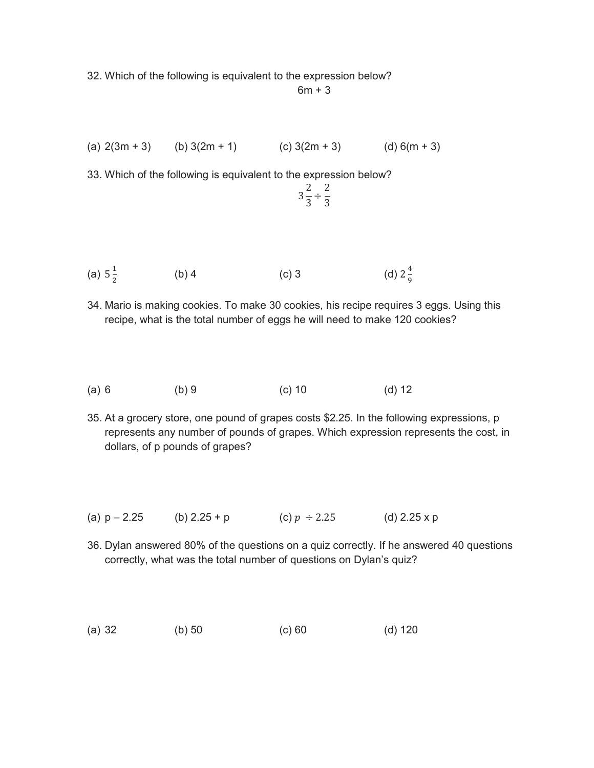32. Which of the following is equivalent to the expression below?

$$6m + 3$$

(a) $2(3m + 3)$ (b) $3(2m + 1)$ (c) $3(2m + 3)$ (d) $6(m + 3)$

33. Which of the following is equivalent to the expression below?

$$3\frac{2}{3} \div \frac{2}{3}$$

(a) $5\frac{1}{2}$ (b) 4 (c) 3 (d) $2\frac{4}{9}$

34. Mario is making cookies. To make 30 cookies, his recipe requires 3 eggs. Using this recipe, what is the total number of eggs he will need to make 120 cookies?

(a) 6 (b) 9 (c) 10 (d) 12

35. At a grocery store, one pound of grapes costs $2.25. In the following expressions, p represents any number of pounds of grapes. Which expression represents the cost, in dollars, of p pounds of grapes?

(a) $p - 2.25$ (b) $2.25 + p$ (c) $p \div 2.25$ (d) $2.25 \times p$

36. Dylan answered 80% of the questions on a quiz correctly. If he answered 40 questions correctly, what was the total number of questions on Dylan's quiz?

(a) 32 (b) 50 (c) 60 (d) 120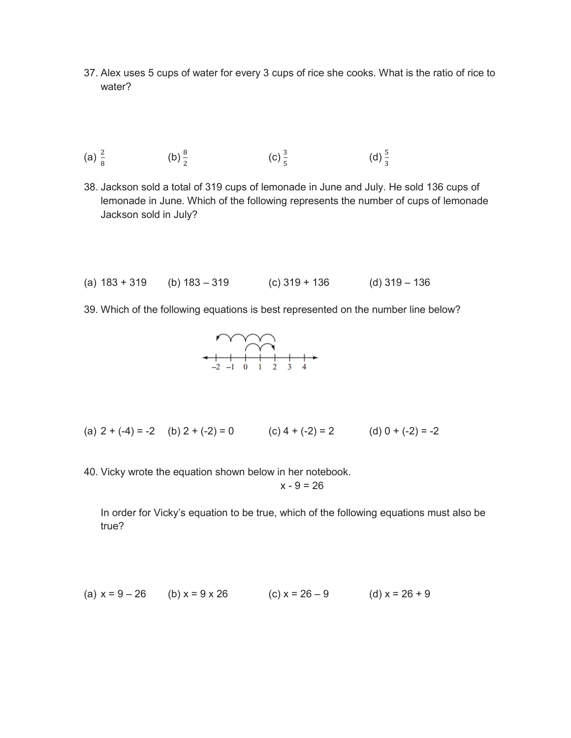37. Alex uses 5 cups of water for every 3 cups of rice she cooks. What is the ratio of rice to water?

(a) $\frac{2}{8}$ (b) $\frac{8}{2}$ (c) $\frac{3}{5}$ (d) $\frac{5}{3}$

38. Jackson sold a total of 319 cups of lemonade in June and July. He sold 136 cups of lemonade in June. Which of the following represents the number of cups of lemonade Jackson sold in July?

(a) 183 + 319 (b) 183 – 319 (c) 319 + 136 (d) 319 – 136

39. Which of the following equations is best represented on the number line below?

–2 –1 0 1 2 3 4

(a) 2 + (-4) = -2 (b) 2 + (-2) = 0 (c) 4 + (-2) = 2 (d) 0 + (-2) = -2

40. Vicky wrote the equation shown below in her notebook.

$$x - 9 = 26$$

In order for Vicky's equation to be true, which of the following equations must also be true?

(a) x = 9 – 26 (b) x = 9 x 26 (c) x = 26 – 9 (d) x = 26 + 9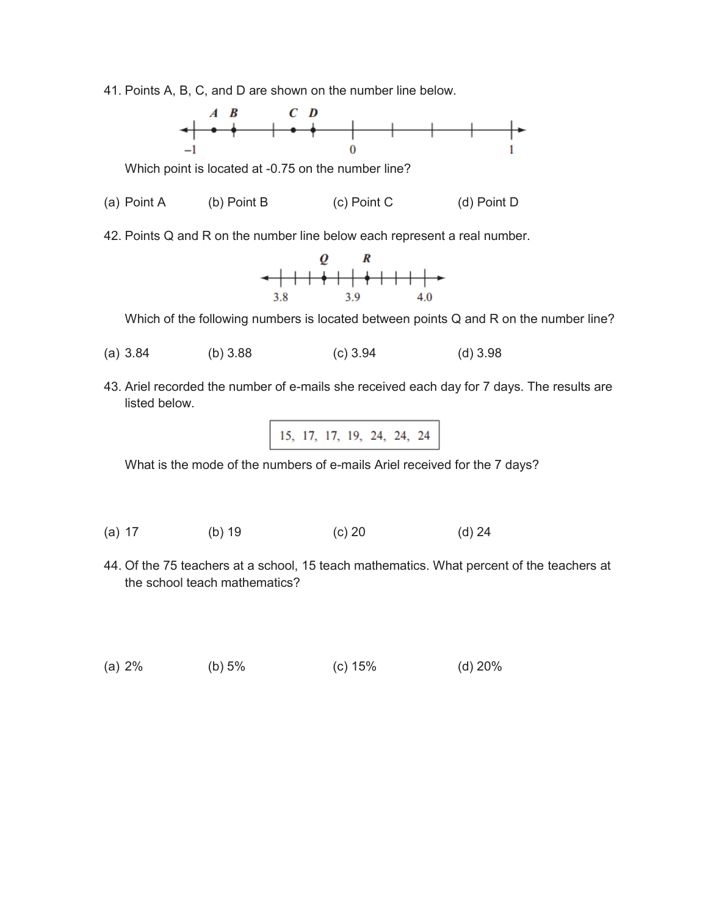41. Points A, B, C, and D are shown on the number line below.

A B C D

–1 0 1

Which point is located at -0.75 on the number line?

(a) Point A (b) Point B (c) Point C (d) Point D

42. Points Q and R on the number line below each represent a real number.

Q R

3.8 3.9 4.0

Which of the following numbers is located between points Q and R on the number line?

(a) 3.84 (b) 3.88 (c) 3.94 (d) 3.98

43. Ariel recorded the number of e-mails she received each day for 7 days. The results are listed below.

15, 17, 17, 19, 24, 24, 24

What is the mode of the numbers of e-mails Ariel received for the 7 days?

(a) 17 (b) 19 (c) 20 (d) 24

44. Of the 75 teachers at a school, 15 teach mathematics. What percent of the teachers at the school teach mathematics?

(a) 2% (b) 5% (c) 15% (d) 20%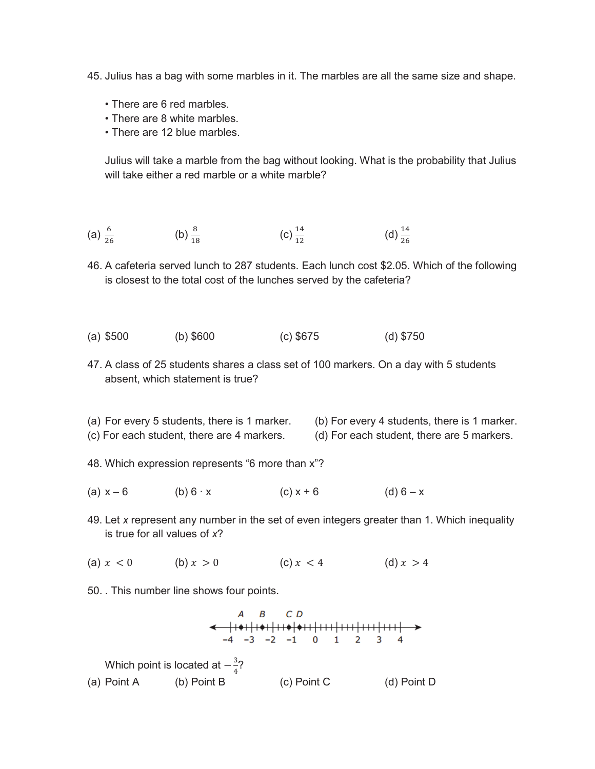45. Julius has a bag with some marbles in it. The marbles are all the same size and shape.

- There are 6 red marbles.
- There are 8 white marbles.
- There are 12 blue marbles.

Julius will take a marble from the bag without looking. What is the probability that Julius will take either a red marble or a white marble?

(a) $\frac{6}{26}$ (b) $\frac{8}{18}$ (c) $\frac{14}{12}$ (d) $\frac{14}{26}$

46. A cafeteria served lunch to 287 students. Each lunch cost $2.05. Which of the following is closest to the total cost of the lunches served by the cafeteria?

(a) $500 (b) $600 (c) $675 (d) $750

47. A class of 25 students shares a class set of 100 markers. On a day with 5 students absent, which statement is true?

(a) For every 5 students, there is 1 marker.
(b) For every 4 students, there is 1 marker.
(c) For each student, there are 4 markers.
(d) For each student, there are 5 markers.

48. Which expression represents "6 more than x"?

(a) x – 6 (b) 6 · x (c) x + 6 (d) 6 – x

49. Let $x$ represent any number in the set of even integers greater than 1. Which inequality is true for all values of $x$?

(a) $x < 0$ (b) $x > 0$ (c) $x < 4$ (d) $x > 4$

50. . This number line shows four points.

A B C D

–4 –3 –2 –1 0 1 2 3 4

Which point is located at $-\frac{3}{4}$?

(a) Point A (b) Point B (c) Point C (d) Point D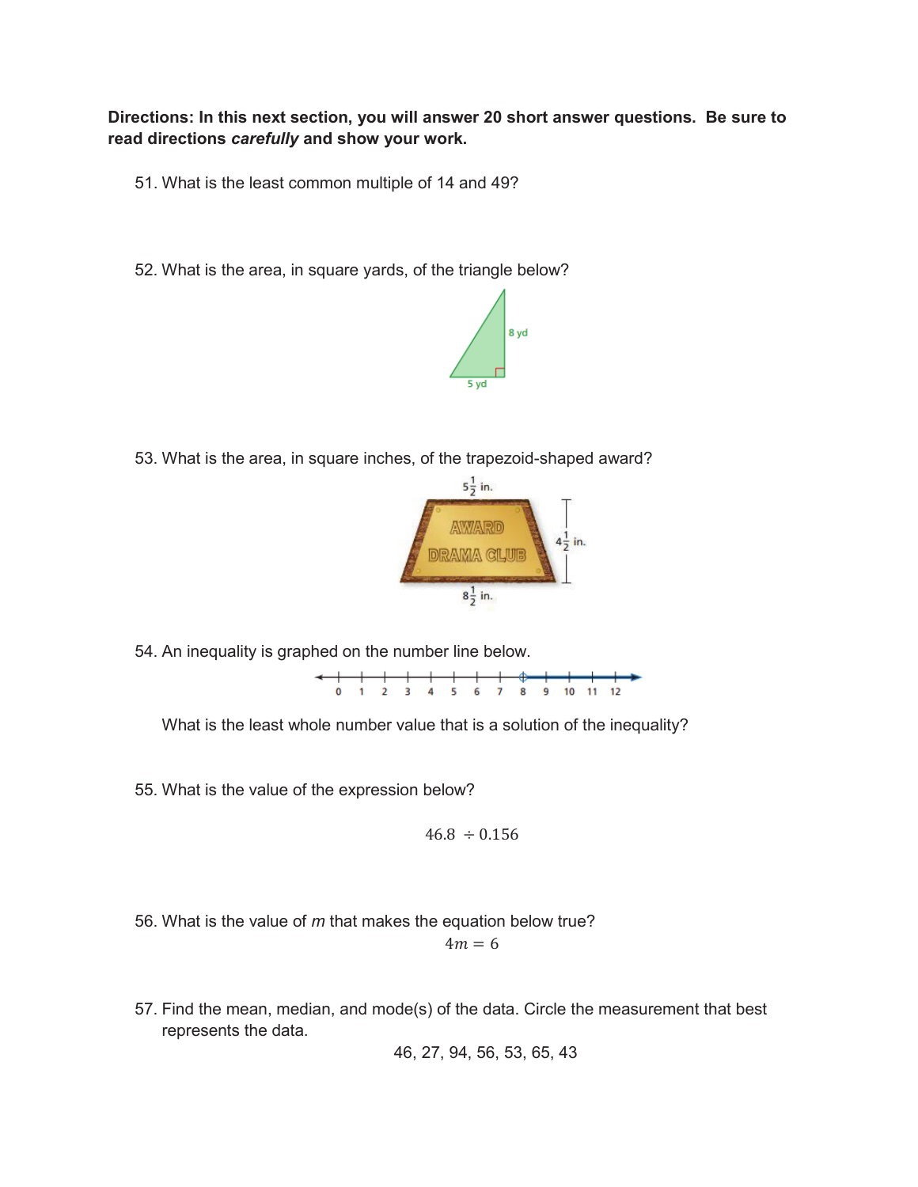**Directions: In this next section, you will answer 20 short answer questions. Be sure to read directions *carefully* and show your work.**

51. What is the least common multiple of 14 and 49?

52. What is the area, in square yards, of the triangle below?

8 yd

5 yd

53. What is the area, in square inches, of the trapezoid-shaped award?

$5\frac{1}{2}$ in.

AWARD

DRAMA CLUB

$4\frac{1}{2}$ in.

$8\frac{1}{2}$ in.

54. An inequality is graphed on the number line below.

0 1 2 3 4 5 6 7 8 9 10 11 12

What is the least whole number value that is a solution of the inequality?

55. What is the value of the expression below?

$$46.8 \div 0.156$$

56. What is the value of *m* that makes the equation below true?

$$4m = 6$$

57. Find the mean, median, and mode(s) of the data. Circle the measurement that best represents the data.

46, 27, 94, 56, 53, 65, 43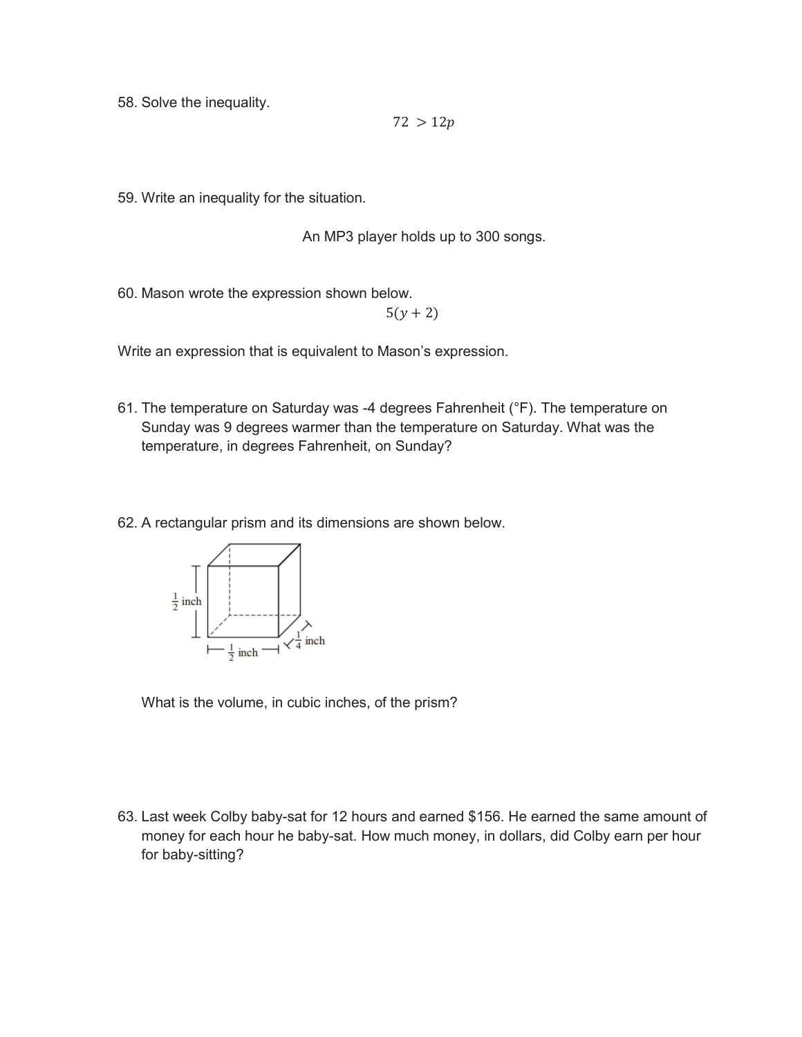58. Solve the inequality.

$$72 > 12p$$

59. Write an inequality for the situation.

An MP3 player holds up to 300 songs.

60. Mason wrote the expression shown below.

$$5(y + 2)$$

Write an expression that is equivalent to Mason's expression.

61. The temperature on Saturday was -4 degrees Fahrenheit (°F). The temperature on Sunday was 9 degrees warmer than the temperature on Saturday. What was the temperature, in degrees Fahrenheit, on Sunday?

62. A rectangular prism and its dimensions are shown below.

$\frac{1}{2}$ inch

$\frac{1}{2}$ inch

$\frac{1}{4}$ inch

What is the volume, in cubic inches, of the prism?

63. Last week Colby baby-sat for 12 hours and earned \$156. He earned the same amount of money for each hour he baby-sat. How much money, in dollars, did Colby earn per hour for baby-sitting?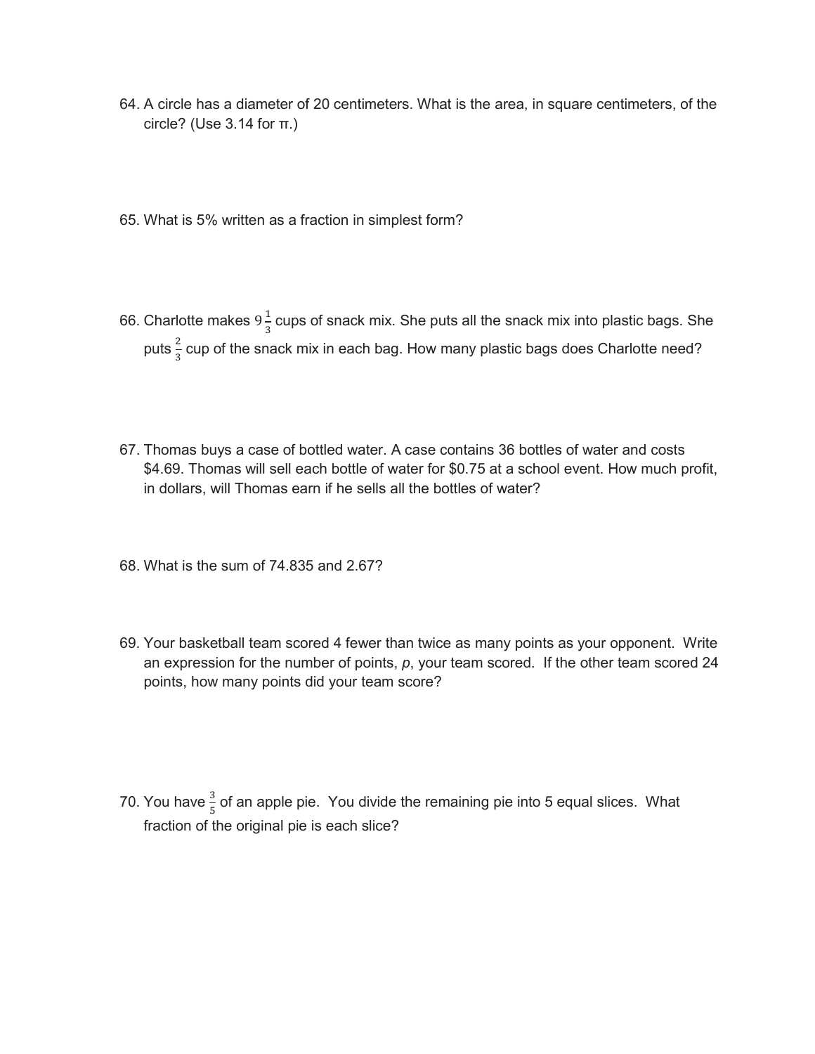64. A circle has a diameter of 20 centimeters. What is the area, in square centimeters, of the circle? (Use 3.14 for π.)

65. What is 5% written as a fraction in simplest form?

66. Charlotte makes $9\frac{1}{3}$ cups of snack mix. She puts all the snack mix into plastic bags. She puts $\frac{2}{3}$ cup of the snack mix in each bag. How many plastic bags does Charlotte need?

67. Thomas buys a case of bottled water. A case contains 36 bottles of water and costs $4.69. Thomas will sell each bottle of water for $0.75 at a school event. How much profit, in dollars, will Thomas earn if he sells all the bottles of water?

68. What is the sum of 74.835 and 2.67?

69. Your basketball team scored 4 fewer than twice as many points as your opponent. Write an expression for the number of points, $p$, your team scored. If the other team scored 24 points, how many points did your team score?

70. You have $\frac{3}{5}$ of an apple pie. You divide the remaining pie into 5 equal slices. What fraction of the original pie is each slice?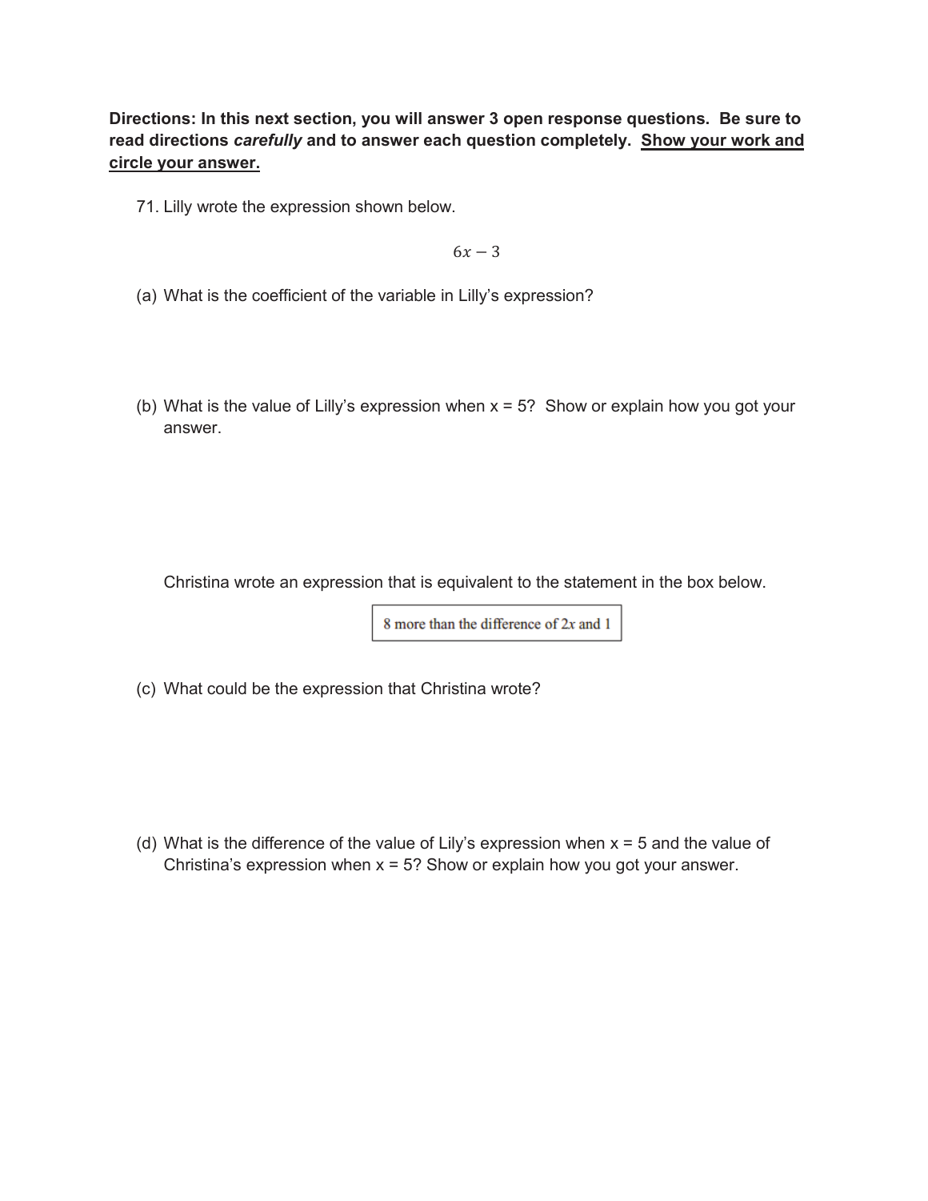**Directions: In this next section, you will answer 3 open response questions. Be sure to read directions *carefully* and to answer each question completely. Show your work and circle your answer.**

71. Lilly wrote the expression shown below.

$$6x - 3$$

(a) What is the coefficient of the variable in Lilly's expression?

(b) What is the value of Lilly's expression when x = 5? Show or explain how you got your answer.

Christina wrote an expression that is equivalent to the statement in the box below.

| 8 more than the difference of $2x$ and 1 |
|---|

(c) What could be the expression that Christina wrote?

(d) What is the difference of the value of Lily's expression when x = 5 and the value of Christina's expression when x = 5? Show or explain how you got your answer.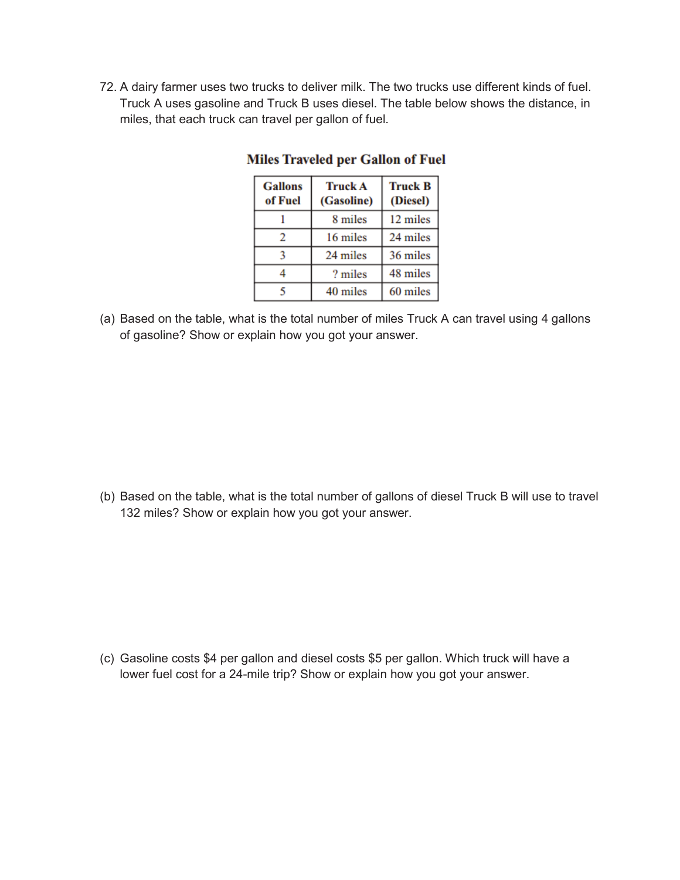72. A dairy farmer uses two trucks to deliver milk. The two trucks use different kinds of fuel. Truck A uses gasoline and Truck B uses diesel. The table below shows the distance, in miles, that each truck can travel per gallon of fuel.

**Miles Traveled per Gallon of Fuel**

| Gallons of Fuel | Truck A (Gasoline) | Truck B (Diesel) |
|---|---|---|
| 1 | 8 miles | 12 miles |
| 2 | 16 miles | 24 miles |
| 3 | 24 miles | 36 miles |
| 4 | ? miles | 48 miles |
| 5 | 40 miles | 60 miles |

(a) Based on the table, what is the total number of miles Truck A can travel using 4 gallons of gasoline? Show or explain how you got your answer.

(b) Based on the table, what is the total number of gallons of diesel Truck B will use to travel 132 miles? Show or explain how you got your answer.

(c) Gasoline costs $4 per gallon and diesel costs $5 per gallon. Which truck will have a lower fuel cost for a 24-mile trip? Show or explain how you got your answer.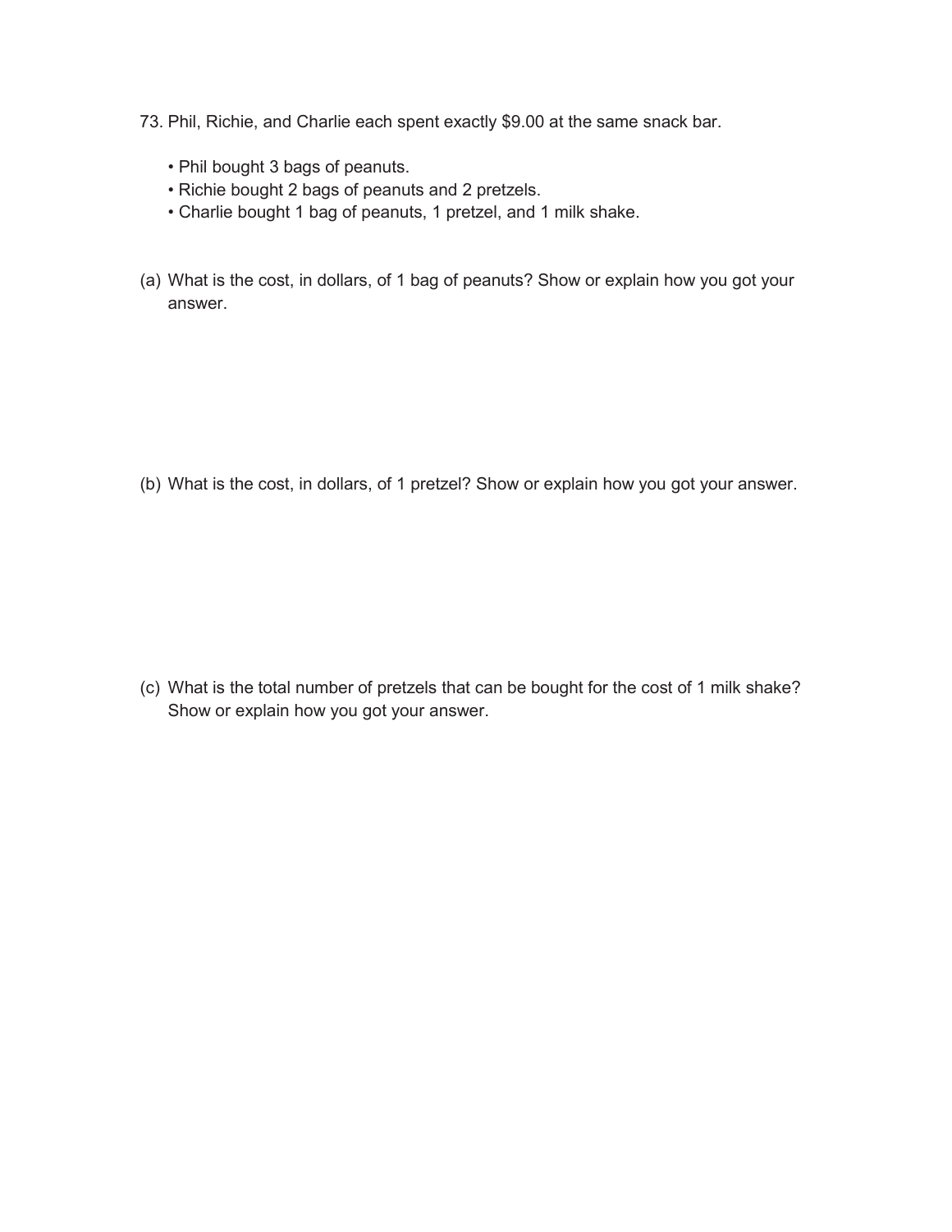73. Phil, Richie, and Charlie each spent exactly $9.00 at the same snack bar.

- Phil bought 3 bags of peanuts.
- Richie bought 2 bags of peanuts and 2 pretzels.
- Charlie bought 1 bag of peanuts, 1 pretzel, and 1 milk shake.

(a) What is the cost, in dollars, of 1 bag of peanuts? Show or explain how you got your answer.

(b) What is the cost, in dollars, of 1 pretzel? Show or explain how you got your answer.

(c) What is the total number of pretzels that can be bought for the cost of 1 milk shake? Show or explain how you got your answer.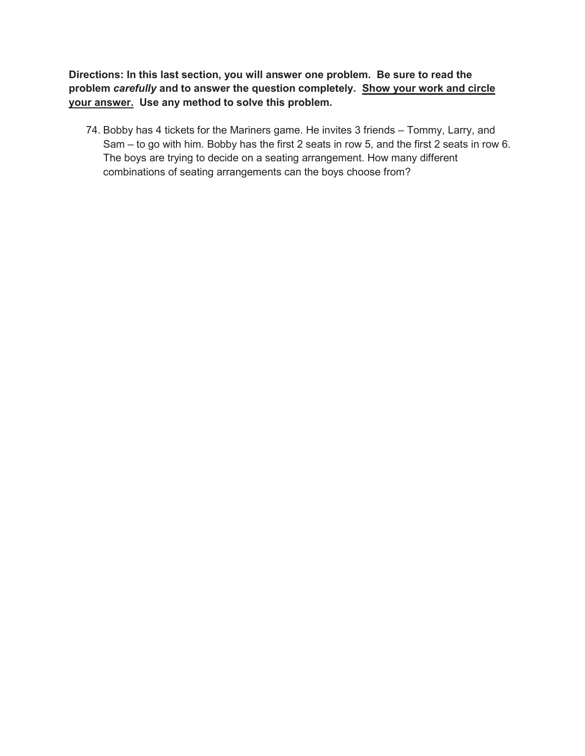**Directions: In this last section, you will answer one problem. Be sure to read the problem *carefully* and to answer the question completely. <u>Show your work and circle your answer.</u> Use any method to solve this problem.**

74. Bobby has 4 tickets for the Mariners game. He invites 3 friends – Tommy, Larry, and Sam – to go with him. Bobby has the first 2 seats in row 5, and the first 2 seats in row 6. The boys are trying to decide on a seating arrangement. How many different combinations of seating arrangements can the boys choose from?